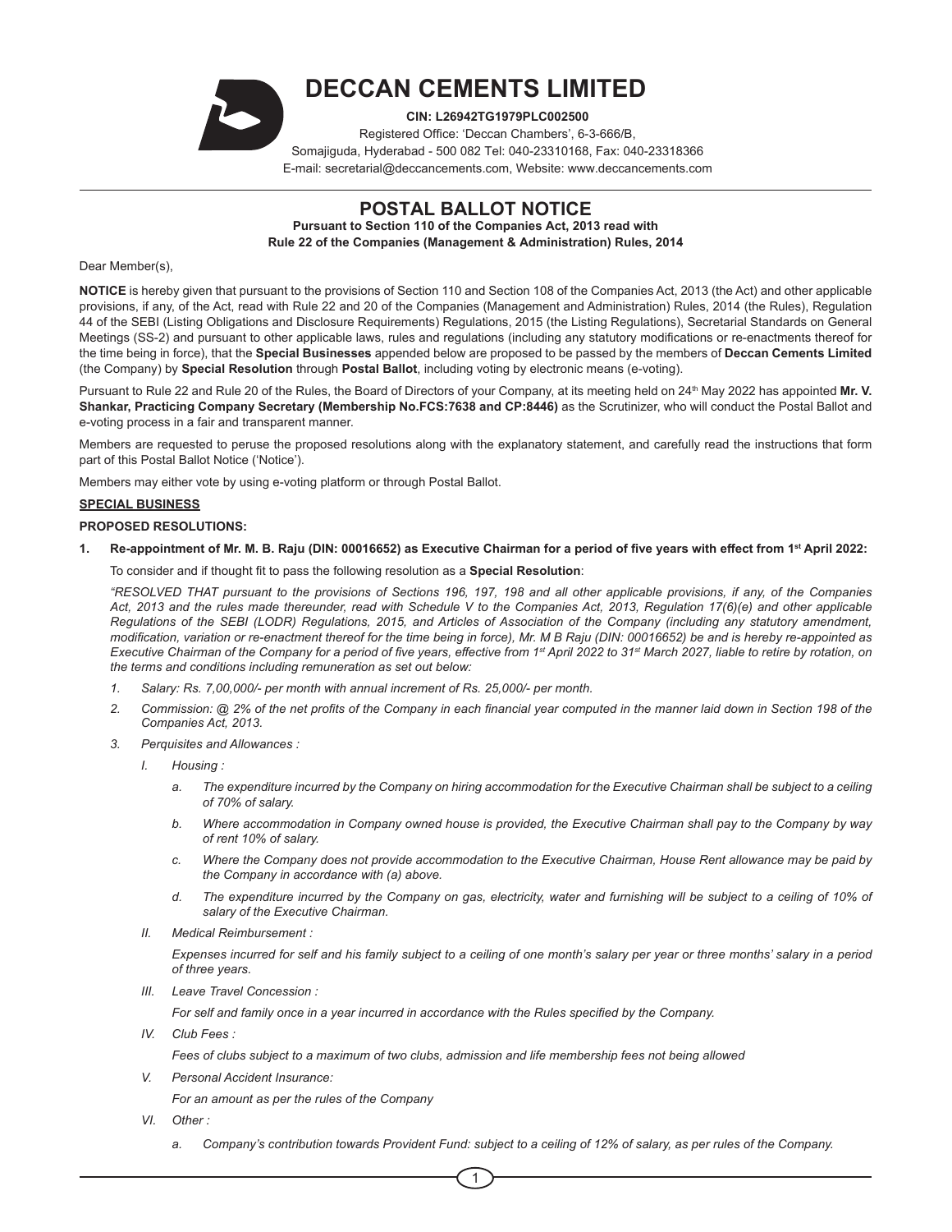# DECCAN CEMENTS LIMITED

**CIN: L26942TG1979PLC002500**

Registered Office: 'Deccan Chambers', 6-3-666/B,
Somajiguda, Hyderabad - 500 082 Tel: 040-23310168, Fax: 040-23318366
E-mail: secretarial@deccancements.com, Website: www.deccancements.com

## POSTAL BALLOT NOTICE

**Pursuant to Section 110 of the Companies Act, 2013 read with Rule 22 of the Companies (Management & Administration) Rules, 2014**

Dear Member(s),

**NOTICE** is hereby given that pursuant to the provisions of Section 110 and Section 108 of the Companies Act, 2013 (the Act) and other applicable provisions, if any, of the Act, read with Rule 22 and 20 of the Companies (Management and Administration) Rules, 2014 (the Rules), Regulation 44 of the SEBI (Listing Obligations and Disclosure Requirements) Regulations, 2015 (the Listing Regulations), Secretarial Standards on General Meetings (SS-2) and pursuant to other applicable laws, rules and regulations (including any statutory modifications or re-enactments thereof for the time being in force), that the **Special Businesses** appended below are proposed to be passed by the members of **Deccan Cements Limited** (the Company) by **Special Resolution** through **Postal Ballot**, including voting by electronic means (e-voting).

Pursuant to Rule 22 and Rule 20 of the Rules, the Board of Directors of your Company, at its meeting held on 24th May 2022 has appointed **Mr. V. Shankar, Practicing Company Secretary (Membership No.FCS:7638 and CP:8446)** as the Scrutinizer, who will conduct the Postal Ballot and e-voting process in a fair and transparent manner.

Members are requested to peruse the proposed resolutions along with the explanatory statement, and carefully read the instructions that form part of this Postal Ballot Notice ('Notice').

Members may either vote by using e-voting platform or through Postal Ballot.

**SPECIAL BUSINESS**

**PROPOSED RESOLUTIONS:**

**1. Re-appointment of Mr. M. B. Raju (DIN: 00016652) as Executive Chairman for a period of five years with effect from 1st April 2022:**

To consider and if thought fit to pass the following resolution as a **Special Resolution**:

*"RESOLVED THAT pursuant to the provisions of Sections 196, 197, 198 and all other applicable provisions, if any, of the Companies Act, 2013 and the rules made thereunder, read with Schedule V to the Companies Act, 2013, Regulation 17(6)(e) and other applicable Regulations of the SEBI (LODR) Regulations, 2015, and Articles of Association of the Company (including any statutory amendment, modification, variation or re-enactment thereof for the time being in force), Mr. M B Raju (DIN: 00016652) be and is hereby re-appointed as Executive Chairman of the Company for a period of five years, effective from 1st April 2022 to 31st March 2027, liable to retire by rotation, on the terms and conditions including remuneration as set out below:*

1. *Salary: Rs. 7,00,000/- per month with annual increment of Rs. 25,000/- per month.*
2. *Commission: @ 2% of the net profits of the Company in each financial year computed in the manner laid down in Section 198 of the Companies Act, 2013.*
3. *Perquisites and Allowances :*

   I. *Housing :*

      a. *The expenditure incurred by the Company on hiring accommodation for the Executive Chairman shall be subject to a ceiling of 70% of salary.*

      b. *Where accommodation in Company owned house is provided, the Executive Chairman shall pay to the Company by way of rent 10% of salary.*

      c. *Where the Company does not provide accommodation to the Executive Chairman, House Rent allowance may be paid by the Company in accordance with (a) above.*

      d. *The expenditure incurred by the Company on gas, electricity, water and furnishing will be subject to a ceiling of 10% of salary of the Executive Chairman.*

   II. *Medical Reimbursement :*

      *Expenses incurred for self and his family subject to a ceiling of one month's salary per year or three months' salary in a period of three years.*

   III. *Leave Travel Concession :*

      *For self and family once in a year incurred in accordance with the Rules specified by the Company.*

   IV. *Club Fees :*

      *Fees of clubs subject to a maximum of two clubs, admission and life membership fees not being allowed*

   V. *Personal Accident Insurance:*

      *For an amount as per the rules of the Company*

   VI. *Other :*

      a. *Company's contribution towards Provident Fund: subject to a ceiling of 12% of salary, as per rules of the Company.*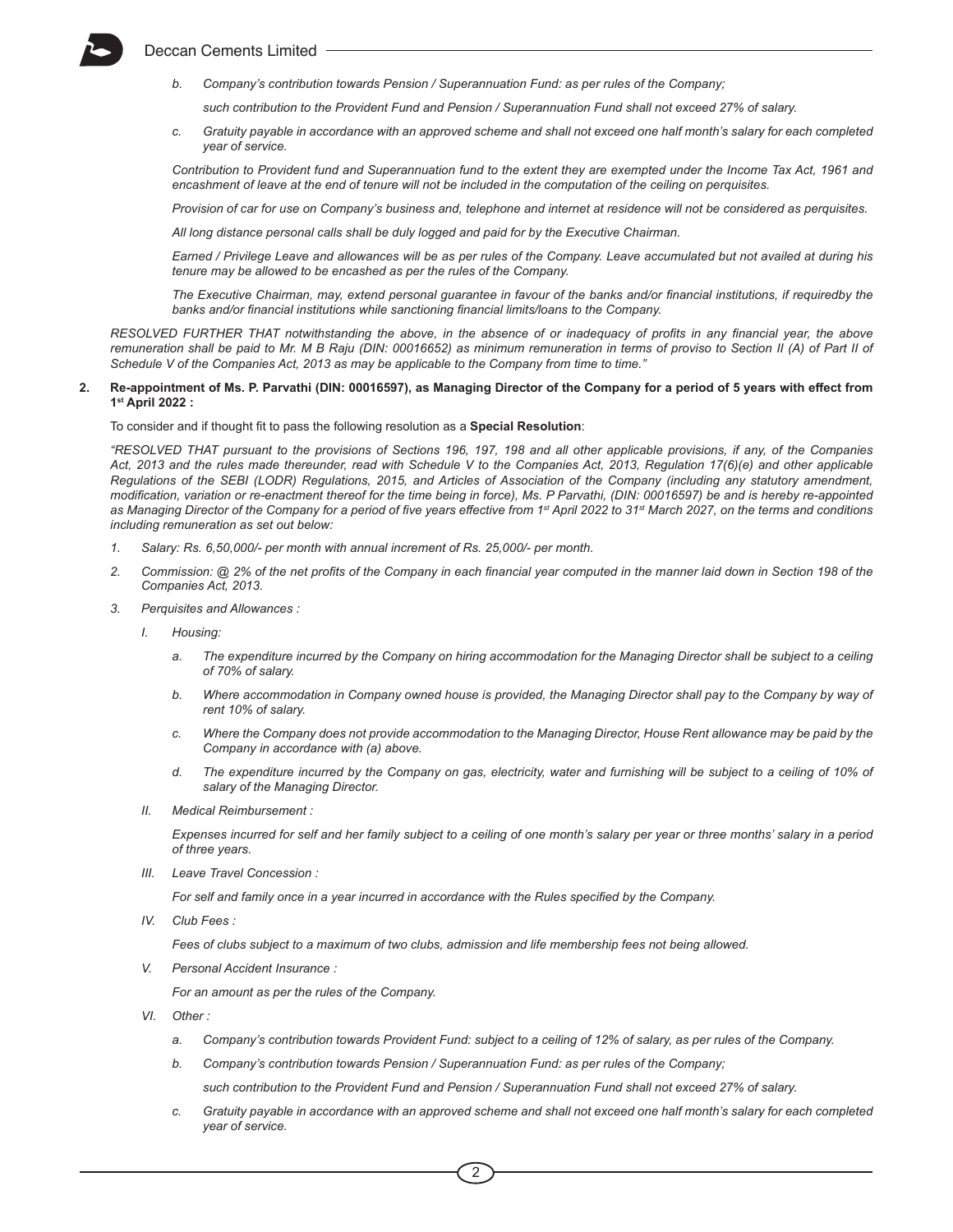*b. Company's contribution towards Pension / Superannuation Fund: as per rules of the Company;*

*such contribution to the Provident Fund and Pension / Superannuation Fund shall not exceed 27% of salary.*

*c. Gratuity payable in accordance with an approved scheme and shall not exceed one half month's salary for each completed year of service.*

*Contribution to Provident fund and Superannuation fund to the extent they are exempted under the Income Tax Act, 1961 and encashment of leave at the end of tenure will not be included in the computation of the ceiling on perquisites.*

*Provision of car for use on Company's business and, telephone and internet at residence will not be considered as perquisites.*

*All long distance personal calls shall be duly logged and paid for by the Executive Chairman.*

*Earned / Privilege Leave and allowances will be as per rules of the Company. Leave accumulated but not availed at during his tenure may be allowed to be encashed as per the rules of the Company.*

*The Executive Chairman, may, extend personal guarantee in favour of the banks and/or financial institutions, if requiredby the banks and/or financial institutions while sanctioning financial limits/loans to the Company.*

*RESOLVED FURTHER THAT notwithstanding the above, in the absence of or inadequacy of profits in any financial year, the above remuneration shall be paid to Mr. M B Raju (DIN: 00016652) as minimum remuneration in terms of proviso to Section II (A) of Part II of Schedule V of the Companies Act, 2013 as may be applicable to the Company from time to time."*

**2. Re-appointment of Ms. P. Parvathi (DIN: 00016597), as Managing Director of the Company for a period of 5 years with effect from 1st April 2022 :**

To consider and if thought fit to pass the following resolution as a **Special Resolution**:

*"RESOLVED THAT pursuant to the provisions of Sections 196, 197, 198 and all other applicable provisions, if any, of the Companies Act, 2013 and the rules made thereunder, read with Schedule V to the Companies Act, 2013, Regulation 17(6)(e) and other applicable Regulations of the SEBI (LODR) Regulations, 2015, and Articles of Association of the Company (including any statutory amendment, modification, variation or re-enactment thereof for the time being in force), Ms. P Parvathi, (DIN: 00016597) be and is hereby re-appointed as Managing Director of the Company for a period of five years effective from 1st April 2022 to 31st March 2027, on the terms and conditions including remuneration as set out below:*

*1. Salary: Rs. 6,50,000/- per month with annual increment of Rs. 25,000/- per month.*

*2. Commission: @ 2% of the net profits of the Company in each financial year computed in the manner laid down in Section 198 of the Companies Act, 2013.*

*3. Perquisites and Allowances :*

*I. Housing:*

*a. The expenditure incurred by the Company on hiring accommodation for the Managing Director shall be subject to a ceiling of 70% of salary.*

*b. Where accommodation in Company owned house is provided, the Managing Director shall pay to the Company by way of rent 10% of salary.*

*c. Where the Company does not provide accommodation to the Managing Director, House Rent allowance may be paid by the Company in accordance with (a) above.*

*d. The expenditure incurred by the Company on gas, electricity, water and furnishing will be subject to a ceiling of 10% of salary of the Managing Director.*

*II. Medical Reimbursement :*

*Expenses incurred for self and her family subject to a ceiling of one month's salary per year or three months' salary in a period of three years.*

*III. Leave Travel Concession :*

*For self and family once in a year incurred in accordance with the Rules specified by the Company.*

*IV. Club Fees :*

*Fees of clubs subject to a maximum of two clubs, admission and life membership fees not being allowed.*

*V. Personal Accident Insurance :*

*For an amount as per the rules of the Company.*

*VI. Other :*

*a. Company's contribution towards Provident Fund: subject to a ceiling of 12% of salary, as per rules of the Company.*

*b. Company's contribution towards Pension / Superannuation Fund: as per rules of the Company;*

*such contribution to the Provident Fund and Pension / Superannuation Fund shall not exceed 27% of salary.*

*c. Gratuity payable in accordance with an approved scheme and shall not exceed one half month's salary for each completed year of service.*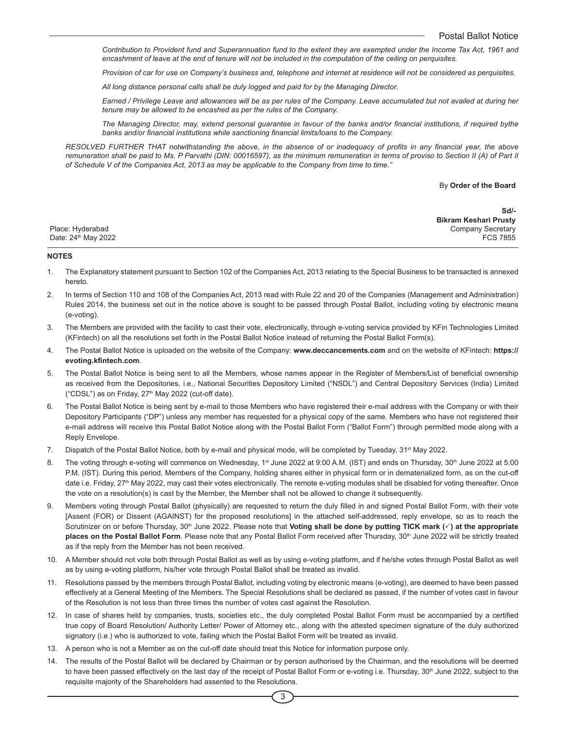*Contribution to Provident fund and Superannuation fund to the extent they are exempted under the Income Tax Act, 1961 and encashment of leave at the end of tenure will not be included in the computation of the ceiling on perquisites.*

*Provision of car for use on Company's business and, telephone and internet at residence will not be considered as perquisites.*

*All long distance personal calls shall be duly logged and paid for by the Managing Director.*

*Earned / Privilege Leave and allowances will be as per rules of the Company. Leave accumulated but not availed at during her tenure may be allowed to be encashed as per the rules of the Company.*

*The Managing Director, may, extend personal guarantee in favour of the banks and/or financial institutions, if required bythe banks and/or financial institutions while sanctioning financial limits/loans to the Company.*

*RESOLVED FURTHER THAT notwithstanding the above, in the absence of or inadequacy of profits in any financial year, the above remuneration shall be paid to Ms. P Parvathi (DIN: 00016597), as the minimum remuneration in terms of proviso to Section II (A) of Part II of Schedule V of the Companies Act, 2013 as may be applicable to the Company from time to time."*

By **Order of the Board**

**Sd/-**
**Bikram Keshari Prusty**
Company Secretary
FCS 7855

Place: Hyderabad
Date: 24th May 2022

**NOTES**

1. The Explanatory statement pursuant to Section 102 of the Companies Act, 2013 relating to the Special Business to be transacted is annexed hereto.
2. In terms of Section 110 and 108 of the Companies Act, 2013 read with Rule 22 and 20 of the Companies (Management and Administration) Rules 2014, the business set out in the notice above is sought to be passed through Postal Ballot, including voting by electronic means (e-voting).
3. The Members are provided with the facility to cast their vote, electronically, through e-voting service provided by KFin Technologies Limited (KFintech) on all the resolutions set forth in the Postal Ballot Notice instead of returning the Postal Ballot Form(s).
4. The Postal Ballot Notice is uploaded on the website of the Company: **www.deccancements.com** and on the website of KFintech: **https://evoting.kfintech.com**.
5. The Postal Ballot Notice is being sent to all the Members, whose names appear in the Register of Members/List of beneficial ownership as received from the Depositories, i.e., National Securities Depository Limited ("NSDL") and Central Depository Services (India) Limited ("CDSL") as on Friday, 27th May 2022 (cut-off date).
6. The Postal Ballot Notice is being sent by e-mail to those Members who have registered their e-mail address with the Company or with their Depository Participants ("DP") unless any member has requested for a physical copy of the same. Members who have not registered their e-mail address will receive this Postal Ballot Notice along with the Postal Ballot Form ("Ballot Form") through permitted mode along with a Reply Envelope.
7. Dispatch of the Postal Ballot Notice, both by e-mail and physical mode, will be completed by Tuesday, 31st May 2022.
8. The voting through e-voting will commence on Wednesday, 1st June 2022 at 9:00 A.M. (IST) and ends on Thursday, 30th June 2022 at 5:00 P.M. (IST). During this period, Members of the Company, holding shares either in physical form or in dematerialized form, as on the cut-off date i.e. Friday, 27th May 2022, may cast their votes electronically. The remote e-voting modules shall be disabled for voting thereafter. Once the vote on a resolution(s) is cast by the Member, the Member shall not be allowed to change it subsequently.
9. Members voting through Postal Ballot (physically) are requested to return the duly filled in and signed Postal Ballot Form, with their vote [Assent (FOR) or Dissent (AGAINST) for the proposed resolutions] in the attached self-addressed, reply envelope, so as to reach the Scrutinizer on or before Thursday, 30th June 2022. Please note that **Voting shall be done by putting TICK mark (✓) at the appropriate places on the Postal Ballot Form**. Please note that any Postal Ballot Form received after Thursday, 30th June 2022 will be strictly treated as if the reply from the Member has not been received.
10. A Member should not vote both through Postal Ballot as well as by using e-voting platform, and if he/she votes through Postal Ballot as well as by using e-voting platform, his/her vote through Postal Ballot shall be treated as invalid.
11. Resolutions passed by the members through Postal Ballot, including voting by electronic means (e-voting), are deemed to have been passed effectively at a General Meeting of the Members. The Special Resolutions shall be declared as passed, if the number of votes cast in favour of the Resolution is not less than three times the number of votes cast against the Resolution.
12. In case of shares held by companies, trusts, societies etc., the duly completed Postal Ballot Form must be accompanied by a certified true copy of Board Resolution/ Authority Letter/ Power of Attorney etc., along with the attested specimen signature of the duly authorized signatory (i.e.) who is authorized to vote, failing which the Postal Ballot Form will be treated as invalid.
13. A person who is not a Member as on the cut-off date should treat this Notice for information purpose only.
14. The results of the Postal Ballot will be declared by Chairman or by person authorised by the Chairman, and the resolutions will be deemed to have been passed effectively on the last day of the receipt of Postal Ballot Form or e-voting i.e. Thursday, 30th June 2022, subject to the requisite majority of the Shareholders had assented to the Resolutions.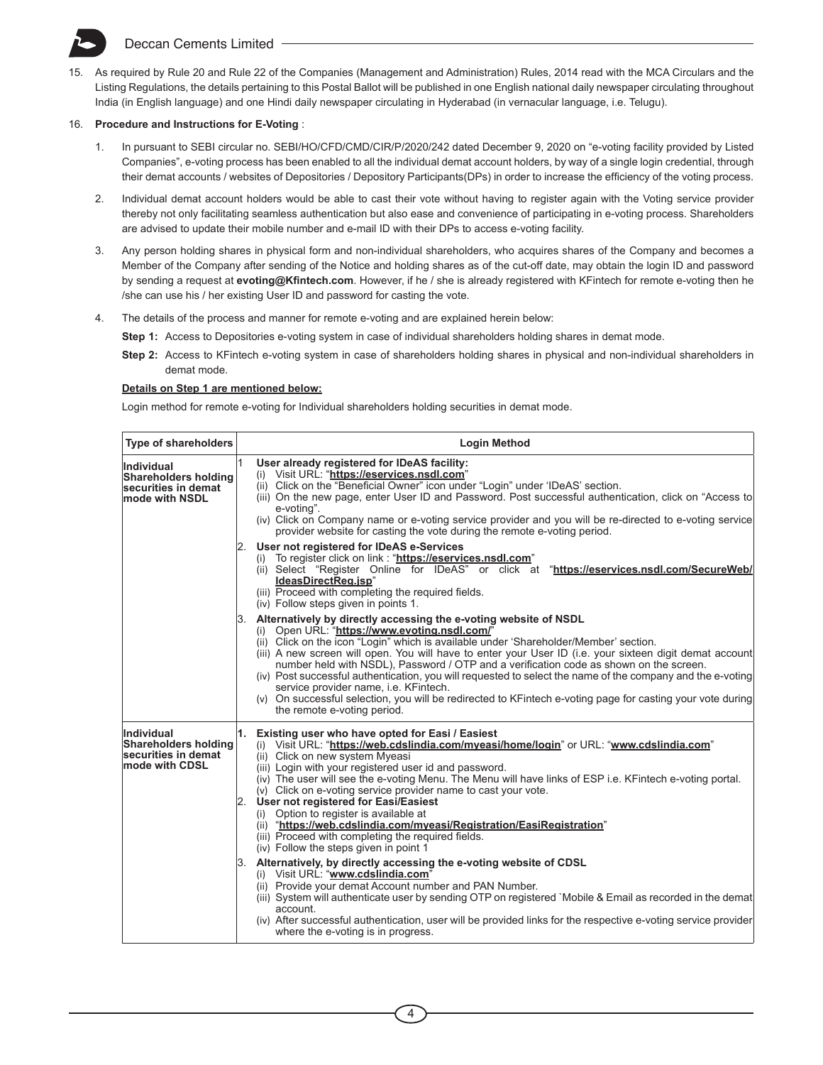15. As required by Rule 20 and Rule 22 of the Companies (Management and Administration) Rules, 2014 read with the MCA Circulars and the Listing Regulations, the details pertaining to this Postal Ballot will be published in one English national daily newspaper circulating throughout India (in English language) and one Hindi daily newspaper circulating in Hyderabad (in vernacular language, i.e. Telugu).

16. **Procedure and Instructions for E-Voting** :

   1. In pursuant to SEBI circular no. SEBI/HO/CFD/CMD/CIR/P/2020/242 dated December 9, 2020 on "e-voting facility provided by Listed Companies", e-voting process has been enabled to all the individual demat account holders, by way of a single login credential, through their demat accounts / websites of Depositories / Depository Participants(DPs) in order to increase the efficiency of the voting process.

   2. Individual demat account holders would be able to cast their vote without having to register again with the Voting service provider thereby not only facilitating seamless authentication but also ease and convenience of participating in e-voting process. Shareholders are advised to update their mobile number and e-mail ID with their DPs to access e-voting facility.

   3. Any person holding shares in physical form and non-individual shareholders, who acquires shares of the Company and becomes a Member of the Company after sending of the Notice and holding shares as of the cut-off date, may obtain the login ID and password by sending a request at **evoting@Kfintech.com**. However, if he / she is already registered with KFintech for remote e-voting then he /she can use his / her existing User ID and password for casting the vote.

   4. The details of the process and manner for remote e-voting and are explained herein below:

      **Step 1:** Access to Depositories e-voting system in case of individual shareholders holding shares in demat mode.

      **Step 2:** Access to KFintech e-voting system in case of shareholders holding shares in physical and non-individual shareholders in demat mode.

**Details on Step 1 are mentioned below:**

Login method for remote e-voting for Individual shareholders holding securities in demat mode.

| Type of shareholders | Login Method |
|---|---|
| **Individual Shareholders holding securities in demat mode with NSDL** | 1 **User already registered for IDeAS facility:**<br>(i) Visit URL: "**https://eservices.nsdl.com**"<br>(ii) Click on the "Beneficial Owner" icon under "Login" under 'IDeAS' section.<br>(iii) On the new page, enter User ID and Password. Post successful authentication, click on "Access to e-voting".<br>(iv) Click on Company name or e-voting service provider and you will be re-directed to e-voting service provider website for casting the vote during the remote e-voting period.<br>2. **User not registered for IDeAS e-Services**<br>(i) To register click on link : "**https://eservices.nsdl.com**"<br>(ii) Select "Register Online for IDeAS" or click at "**https://eservices.nsdl.com/SecureWeb/IdeasDirectReg.jsp**"<br>(iii) Proceed with completing the required fields.<br>(iv) Follow steps given in points 1.<br>3. **Alternatively by directly accessing the e-voting website of NSDL**<br>(i) Open URL: "**https://www.evoting.nsdl.com/**"<br>(ii) Click on the icon "Login" which is available under 'Shareholder/Member' section.<br>(iii) A new screen will open. You will have to enter your User ID (i.e. your sixteen digit demat account number held with NSDL), Password / OTP and a verification code as shown on the screen.<br>(iv) Post successful authentication, you will requested to select the name of the company and the e-voting service provider name, i.e. KFintech.<br>(v) On successful selection, you will be redirected to KFintech e-voting page for casting your vote during the remote e-voting period. |
| **Individual Shareholders holding securities in demat mode with CDSL** | 1. **Existing user who have opted for Easi / Easiest**<br>(i) Visit URL: "**https://web.cdslindia.com/myeasi/home/login**" or URL: "**www.cdslindia.com**"<br>(ii) Click on new system Myeasi<br>(iii) Login with your registered user id and password.<br>(iv) The user will see the e-voting Menu. The Menu will have links of ESP i.e. KFintech e-voting portal.<br>(v) Click on e-voting service provider name to cast your vote.<br>2. **User not registered for Easi/Easiest**<br>(i) Option to register is available at<br>(ii) "**https://web.cdslindia.com/myeasi/Registration/EasiRegistration**"<br>(iii) Proceed with completing the required fields.<br>(iv) Follow the steps given in point 1<br>3. **Alternatively, by directly accessing the e-voting website of CDSL**<br>(i) Visit URL: "**www.cdslindia.com**"<br>(ii) Provide your demat Account number and PAN Number.<br>(iii) System will authenticate user by sending OTP on registered `Mobile & Email as recorded in the demat account.<br>(iv) After successful authentication, user will be provided links for the respective e-voting service provider where the e-voting is in progress. |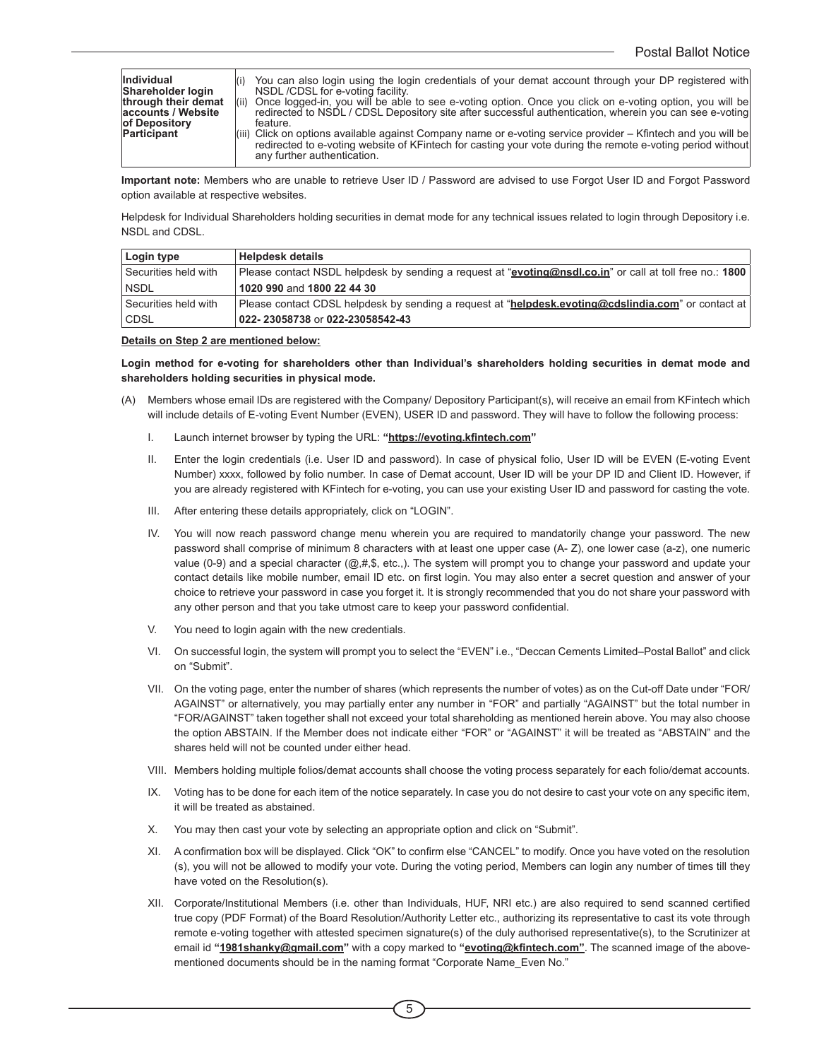| Individual Shareholder login through their demat accounts / Website of Depository Participant | (i) You can also login using the login credentials of your demat account through your DP registered with NSDL /CDSL for e-voting facility.<br>(ii) Once logged-in, you will be able to see e-voting option. Once you click on e-voting option, you will be redirected to NSDL / CDSL Depository site after successful authentication, wherein you can see e-voting feature.<br>(iii) Click on options available against Company name or e-voting service provider – Kfintech and you will be redirected to e-voting website of KFintech for casting your vote during the remote e-voting period without any further authentication. |
|---|---|

**Important note:** Members who are unable to retrieve User ID / Password are advised to use Forgot User ID and Forgot Password option available at respective websites.

Helpdesk for Individual Shareholders holding securities in demat mode for any technical issues related to login through Depository i.e. NSDL and CDSL.

| Login type | Helpdesk details |
|---|---|
| Securities held with NSDL | Please contact NSDL helpdesk by sending a request at "**evoting@nsdl.co.in**" or call at toll free no.: **1800 1020 990** and **1800 22 44 30** |
| Securities held with CDSL | Please contact CDSL helpdesk by sending a request at "**helpdesk.evoting@cdslindia.com**" or contact at **022- 23058738** or **022-23058542-43** |

**Details on Step 2 are mentioned below:**

**Login method for e-voting for shareholders other than Individual's shareholders holding securities in demat mode and shareholders holding securities in physical mode.**

(A) Members whose email IDs are registered with the Company/ Depository Participant(s), will receive an email from KFintech which will include details of E-voting Event Number (EVEN), USER ID and password. They will have to follow the following process:

I. Launch internet browser by typing the URL: **"https://evoting.kfintech.com"**

II. Enter the login credentials (i.e. User ID and password). In case of physical folio, User ID will be EVEN (E-voting Event Number) xxxx, followed by folio number. In case of Demat account, User ID will be your DP ID and Client ID. However, if you are already registered with KFintech for e-voting, you can use your existing User ID and password for casting the vote.

III. After entering these details appropriately, click on "LOGIN".

IV. You will now reach password change menu wherein you are required to mandatorily change your password. The new password shall comprise of minimum 8 characters with at least one upper case (A- Z), one lower case (a-z), one numeric value (0-9) and a special character (@,#,$, etc.,). The system will prompt you to change your password and update your contact details like mobile number, email ID etc. on first login. You may also enter a secret question and answer of your choice to retrieve your password in case you forget it. It is strongly recommended that you do not share your password with any other person and that you take utmost care to keep your password confidential.

V. You need to login again with the new credentials.

VI. On successful login, the system will prompt you to select the "EVEN" i.e., "Deccan Cements Limited–Postal Ballot" and click on "Submit".

VII. On the voting page, enter the number of shares (which represents the number of votes) as on the Cut-off Date under "FOR/ AGAINST" or alternatively, you may partially enter any number in "FOR" and partially "AGAINST" but the total number in "FOR/AGAINST" taken together shall not exceed your total shareholding as mentioned herein above. You may also choose the option ABSTAIN. If the Member does not indicate either "FOR" or "AGAINST" it will be treated as "ABSTAIN" and the shares held will not be counted under either head.

VIII. Members holding multiple folios/demat accounts shall choose the voting process separately for each folio/demat accounts.

IX. Voting has to be done for each item of the notice separately. In case you do not desire to cast your vote on any specific item, it will be treated as abstained.

X. You may then cast your vote by selecting an appropriate option and click on "Submit".

XI. A confirmation box will be displayed. Click "OK" to confirm else "CANCEL" to modify. Once you have voted on the resolution (s), you will not be allowed to modify your vote. During the voting period, Members can login any number of times till they have voted on the Resolution(s).

XII. Corporate/Institutional Members (i.e. other than Individuals, HUF, NRI etc.) are also required to send scanned certified true copy (PDF Format) of the Board Resolution/Authority Letter etc., authorizing its representative to cast its vote through remote e-voting together with attested specimen signature(s) of the duly authorised representative(s), to the Scrutinizer at email id **"1981shanky@gmail.com"** with a copy marked to **"evoting@kfintech.com"**. The scanned image of the above-mentioned documents should be in the naming format "Corporate Name_Even No."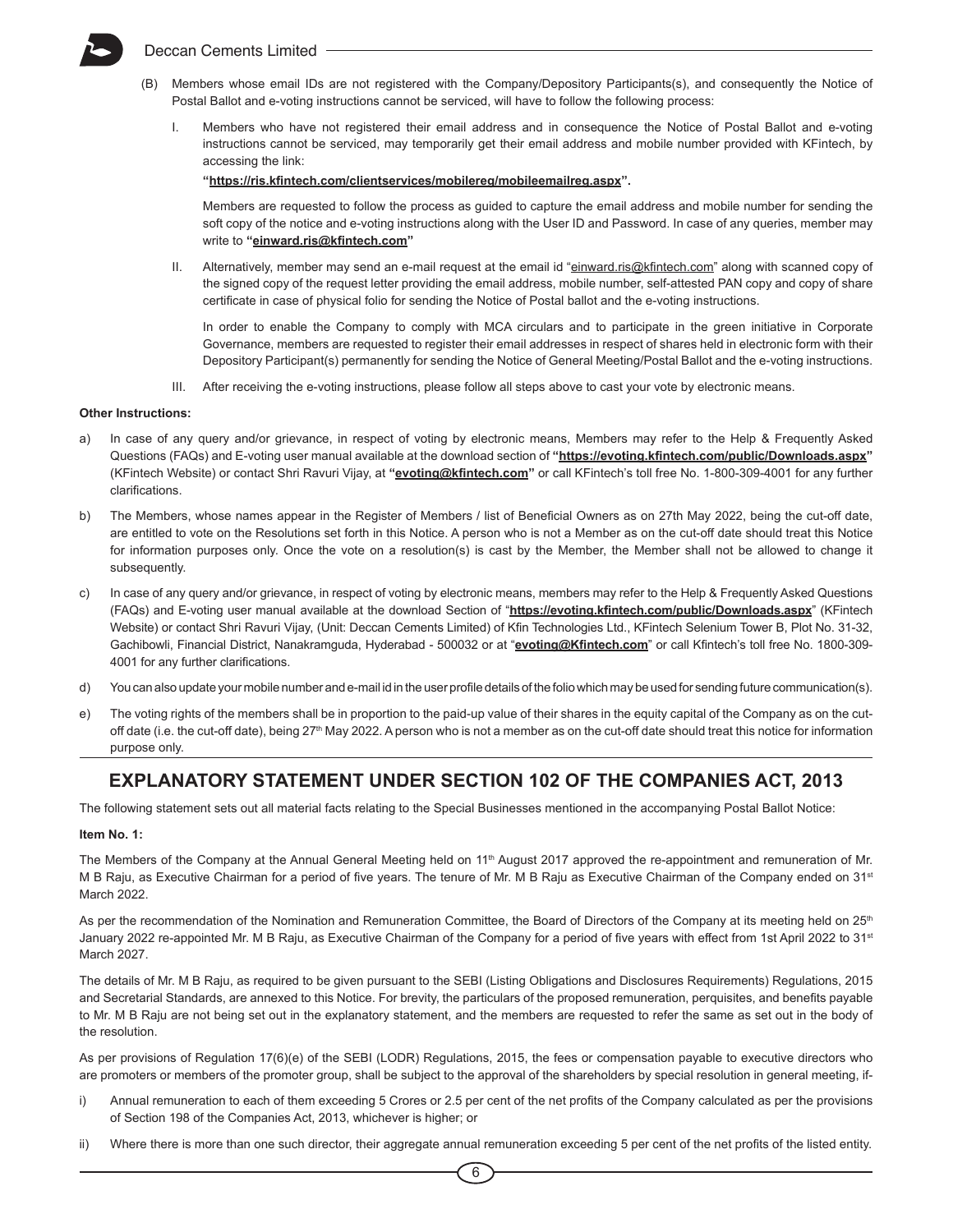(B) Members whose email IDs are not registered with the Company/Depository Participants(s), and consequently the Notice of Postal Ballot and e-voting instructions cannot be serviced, will have to follow the following process:

I. Members who have not registered their email address and in consequence the Notice of Postal Ballot and e-voting instructions cannot be serviced, may temporarily get their email address and mobile number provided with KFintech, by accessing the link:

**"https://ris.kfintech.com/clientservices/mobilereg/mobileemailreg.aspx".**

Members are requested to follow the process as guided to capture the email address and mobile number for sending the soft copy of the notice and e-voting instructions along with the User ID and Password. In case of any queries, member may write to **"einward.ris@kfintech.com"**

II. Alternatively, member may send an e-mail request at the email id "einward.ris@kfintech.com" along with scanned copy of the signed copy of the request letter providing the email address, mobile number, self-attested PAN copy and copy of share certificate in case of physical folio for sending the Notice of Postal ballot and the e-voting instructions.

In order to enable the Company to comply with MCA circulars and to participate in the green initiative in Corporate Governance, members are requested to register their email addresses in respect of shares held in electronic form with their Depository Participant(s) permanently for sending the Notice of General Meeting/Postal Ballot and the e-voting instructions.

III. After receiving the e-voting instructions, please follow all steps above to cast your vote by electronic means.

**Other Instructions:**

a) In case of any query and/or grievance, in respect of voting by electronic means, Members may refer to the Help & Frequently Asked Questions (FAQs) and E-voting user manual available at the download section of **"https://evoting.kfintech.com/public/Downloads.aspx"** (KFintech Website) or contact Shri Ravuri Vijay, at **"evoting@kfintech.com"** or call KFintech's toll free No. 1-800-309-4001 for any further clarifications.

b) The Members, whose names appear in the Register of Members / list of Beneficial Owners as on 27th May 2022, being the cut-off date, are entitled to vote on the Resolutions set forth in this Notice. A person who is not a Member as on the cut-off date should treat this Notice for information purposes only. Once the vote on a resolution(s) is cast by the Member, the Member shall not be allowed to change it subsequently.

c) In case of any query and/or grievance, in respect of voting by electronic means, members may refer to the Help & Frequently Asked Questions (FAQs) and E-voting user manual available at the download Section of "**https://evoting.kfintech.com/public/Downloads.aspx**" (KFintech Website) or contact Shri Ravuri Vijay, (Unit: Deccan Cements Limited) of Kfin Technologies Ltd., KFintech Selenium Tower B, Plot No. 31-32, Gachibowli, Financial District, Nanakramguda, Hyderabad - 500032 or at "**evoting@Kfintech.com**" or call Kfintech's toll free No. 1800-309-4001 for any further clarifications.

d) You can also update your mobile number and e-mail id in the user profile details of the folio which may be used for sending future communication(s).

e) The voting rights of the members shall be in proportion to the paid-up value of their shares in the equity capital of the Company as on the cut-off date (i.e. the cut-off date), being 27th May 2022. A person who is not a member as on the cut-off date should treat this notice for information purpose only.

## EXPLANATORY STATEMENT UNDER SECTION 102 OF THE COMPANIES ACT, 2013

The following statement sets out all material facts relating to the Special Businesses mentioned in the accompanying Postal Ballot Notice:

**Item No. 1:**

The Members of the Company at the Annual General Meeting held on 11th August 2017 approved the re-appointment and remuneration of Mr. M B Raju, as Executive Chairman for a period of five years. The tenure of Mr. M B Raju as Executive Chairman of the Company ended on 31st March 2022.

As per the recommendation of the Nomination and Remuneration Committee, the Board of Directors of the Company at its meeting held on 25th January 2022 re-appointed Mr. M B Raju, as Executive Chairman of the Company for a period of five years with effect from 1st April 2022 to 31st March 2027.

The details of Mr. M B Raju, as required to be given pursuant to the SEBI (Listing Obligations and Disclosures Requirements) Regulations, 2015 and Secretarial Standards, are annexed to this Notice. For brevity, the particulars of the proposed remuneration, perquisites, and benefits payable to Mr. M B Raju are not being set out in the explanatory statement, and the members are requested to refer the same as set out in the body of the resolution.

As per provisions of Regulation 17(6)(e) of the SEBI (LODR) Regulations, 2015, the fees or compensation payable to executive directors who are promoters or members of the promoter group, shall be subject to the approval of the shareholders by special resolution in general meeting, if-

i) Annual remuneration to each of them exceeding 5 Crores or 2.5 per cent of the net profits of the Company calculated as per the provisions of Section 198 of the Companies Act, 2013, whichever is higher; or

ii) Where there is more than one such director, their aggregate annual remuneration exceeding 5 per cent of the net profits of the listed entity.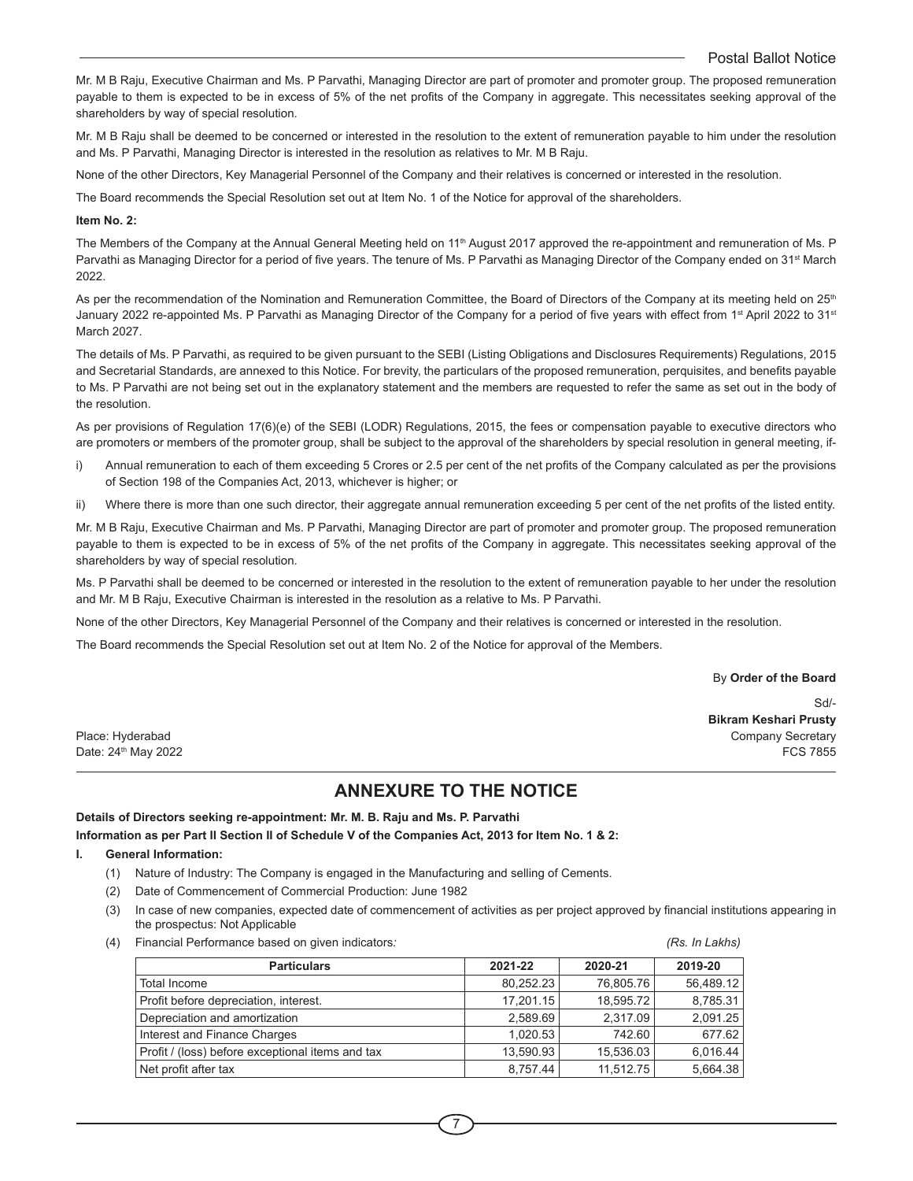Mr. M B Raju, Executive Chairman and Ms. P Parvathi, Managing Director are part of promoter and promoter group. The proposed remuneration payable to them is expected to be in excess of 5% of the net profits of the Company in aggregate. This necessitates seeking approval of the shareholders by way of special resolution.

Mr. M B Raju shall be deemed to be concerned or interested in the resolution to the extent of remuneration payable to him under the resolution and Ms. P Parvathi, Managing Director is interested in the resolution as relatives to Mr. M B Raju.

None of the other Directors, Key Managerial Personnel of the Company and their relatives is concerned or interested in the resolution.

The Board recommends the Special Resolution set out at Item No. 1 of the Notice for approval of the shareholders.

**Item No. 2:**

The Members of the Company at the Annual General Meeting held on 11th August 2017 approved the re-appointment and remuneration of Ms. P Parvathi as Managing Director for a period of five years. The tenure of Ms. P Parvathi as Managing Director of the Company ended on 31st March 2022.

As per the recommendation of the Nomination and Remuneration Committee, the Board of Directors of the Company at its meeting held on 25th January 2022 re-appointed Ms. P Parvathi as Managing Director of the Company for a period of five years with effect from 1st April 2022 to 31st March 2027.

The details of Ms. P Parvathi, as required to be given pursuant to the SEBI (Listing Obligations and Disclosures Requirements) Regulations, 2015 and Secretarial Standards, are annexed to this Notice. For brevity, the particulars of the proposed remuneration, perquisites, and benefits payable to Ms. P Parvathi are not being set out in the explanatory statement and the members are requested to refer the same as set out in the body of the resolution.

As per provisions of Regulation 17(6)(e) of the SEBI (LODR) Regulations, 2015, the fees or compensation payable to executive directors who are promoters or members of the promoter group, shall be subject to the approval of the shareholders by special resolution in general meeting, if-

i) Annual remuneration to each of them exceeding 5 Crores or 2.5 per cent of the net profits of the Company calculated as per the provisions of Section 198 of the Companies Act, 2013, whichever is higher; or

ii) Where there is more than one such director, their aggregate annual remuneration exceeding 5 per cent of the net profits of the listed entity.

Mr. M B Raju, Executive Chairman and Ms. P Parvathi, Managing Director are part of promoter and promoter group. The proposed remuneration payable to them is expected to be in excess of 5% of the net profits of the Company in aggregate. This necessitates seeking approval of the shareholders by way of special resolution.

Ms. P Parvathi shall be deemed to be concerned or interested in the resolution to the extent of remuneration payable to her under the resolution and Mr. M B Raju, Executive Chairman is interested in the resolution as a relative to Ms. P Parvathi.

None of the other Directors, Key Managerial Personnel of the Company and their relatives is concerned or interested in the resolution.

The Board recommends the Special Resolution set out at Item No. 2 of the Notice for approval of the Members.

By **Order of the Board**

Sd/-
**Bikram Keshari Prusty**
Company Secretary
FCS 7855

Place: Hyderabad
Date: 24th May 2022

## ANNEXURE TO THE NOTICE

**Details of Directors seeking re-appointment: Mr. M. B. Raju and Ms. P. Parvathi**

**Information as per Part II Section II of Schedule V of the Companies Act, 2013 for Item No. 1 & 2:**

**I. General Information:**

(1) Nature of Industry: The Company is engaged in the Manufacturing and selling of Cements.

(2) Date of Commencement of Commercial Production: June 1982

(3) In case of new companies, expected date of commencement of activities as per project approved by financial institutions appearing in the prospectus: Not Applicable

(4) Financial Performance based on given indicators: *(Rs. In Lakhs)*

| Particulars | 2021-22 | 2020-21 | 2019-20 |
|---|---|---|---|
| Total Income | 80,252.23 | 76,805.76 | 56,489.12 |
| Profit before depreciation, interest. | 17,201.15 | 18,595.72 | 8,785.31 |
| Depreciation and amortization | 2,589.69 | 2,317.09 | 2,091.25 |
| Interest and Finance Charges | 1,020.53 | 742.60 | 677.62 |
| Profit / (loss) before exceptional items and tax | 13,590.93 | 15,536.03 | 6,016.44 |
| Net profit after tax | 8,757.44 | 11,512.75 | 5,664.38 |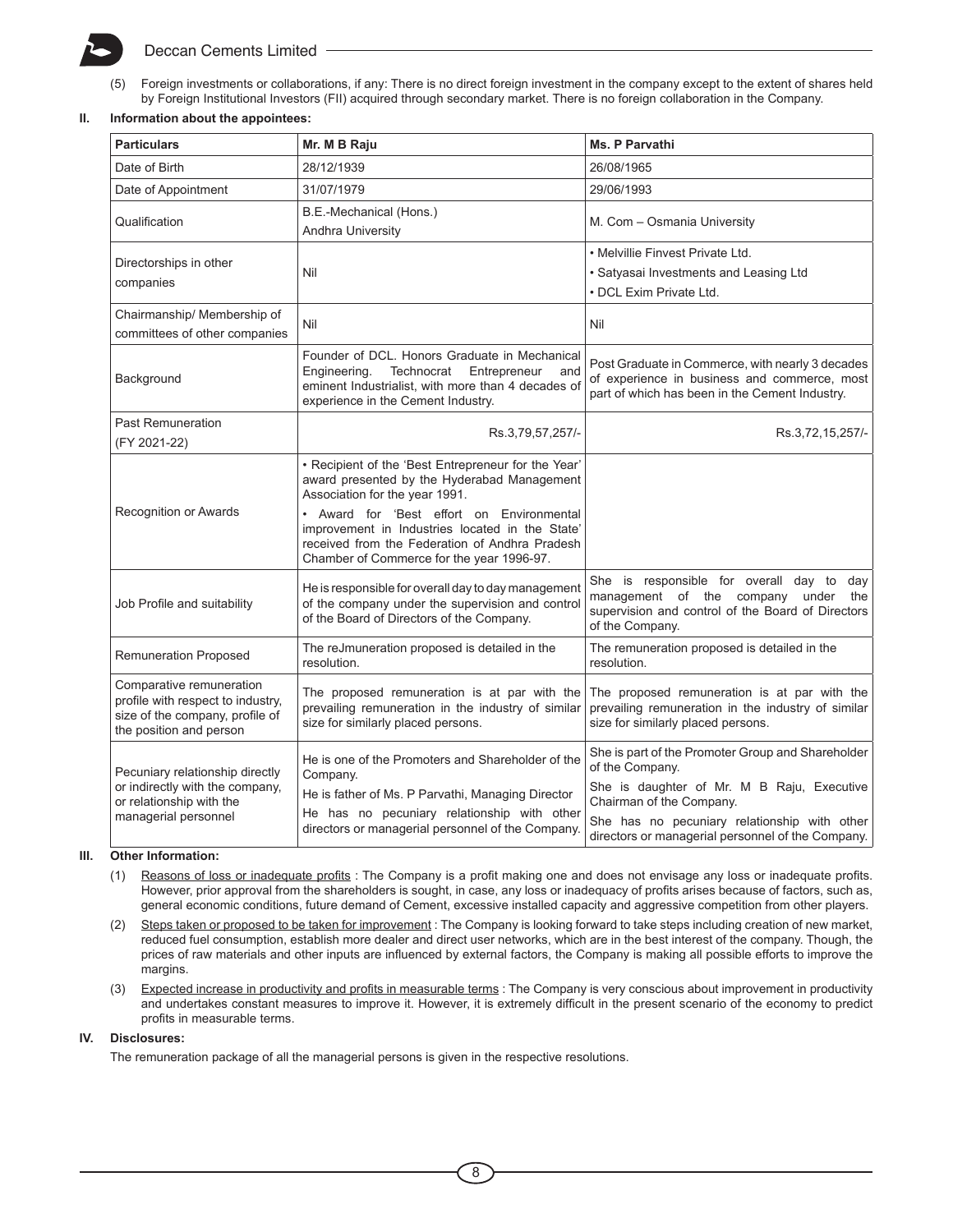(5) Foreign investments or collaborations, if any: There is no direct foreign investment in the company except to the extent of shares held by Foreign Institutional Investors (FII) acquired through secondary market. There is no foreign collaboration in the Company.

**II. Information about the appointees:**

| Particulars | Mr. M B Raju | Ms. P Parvathi |
|---|---|---|
| Date of Birth | 28/12/1939 | 26/08/1965 |
| Date of Appointment | 31/07/1979 | 29/06/1993 |
| Qualification | B.E.-Mechanical (Hons.) Andhra University | M. Com – Osmania University |
| Directorships in other companies | Nil | • Melvillie Finvest Private Ltd. • Satyasai Investments and Leasing Ltd • DCL Exim Private Ltd. |
| Chairmanship/ Membership of committees of other companies | Nil | Nil |
| Background | Founder of DCL. Honors Graduate in Mechanical Engineering. Technocrat Entrepreneur and eminent Industrialist, with more than 4 decades of experience in the Cement Industry. | Post Graduate in Commerce, with nearly 3 decades of experience in business and commerce, most part of which has been in the Cement Industry. |
| Past Remuneration (FY 2021-22) | Rs.3,79,57,257/- | Rs.3,72,15,257/- |
| Recognition or Awards | • Recipient of the 'Best Entrepreneur for the Year' award presented by the Hyderabad Management Association for the year 1991. • Award for 'Best effort on Environmental improvement in Industries located in the State' received from the Federation of Andhra Pradesh Chamber of Commerce for the year 1996-97. | |
| Job Profile and suitability | He is responsible for overall day to day management of the company under the supervision and control of the Board of Directors of the Company. | She is responsible for overall day to day management of the company under the supervision and control of the Board of Directors of the Company. |
| Remuneration Proposed | The reJmuneration proposed is detailed in the resolution. | The remuneration proposed is detailed in the resolution. |
| Comparative remuneration profile with respect to industry, size of the company, profile of the position and person | The proposed remuneration is at par with the prevailing remuneration in the industry of similar size for similarly placed persons. | The proposed remuneration is at par with the prevailing remuneration in the industry of similar size for similarly placed persons. |
| Pecuniary relationship directly or indirectly with the company, or relationship with the managerial personnel | He is one of the Promoters and Shareholder of the Company. He is father of Ms. P Parvathi, Managing Director He has no pecuniary relationship with other directors or managerial personnel of the Company. | She is part of the Promoter Group and Shareholder of the Company. She is daughter of Mr. M B Raju, Executive Chairman of the Company. She has no pecuniary relationship with other directors or managerial personnel of the Company. |

**III. Other Information:**

(1) Reasons of loss or inadequate profits : The Company is a profit making one and does not envisage any loss or inadequate profits. However, prior approval from the shareholders is sought, in case, any loss or inadequacy of profits arises because of factors, such as, general economic conditions, future demand of Cement, excessive installed capacity and aggressive competition from other players.

(2) Steps taken or proposed to be taken for improvement : The Company is looking forward to take steps including creation of new market, reduced fuel consumption, establish more dealer and direct user networks, which are in the best interest of the company. Though, the prices of raw materials and other inputs are influenced by external factors, the Company is making all possible efforts to improve the margins.

(3) Expected increase in productivity and profits in measurable terms : The Company is very conscious about improvement in productivity and undertakes constant measures to improve it. However, it is extremely difficult in the present scenario of the economy to predict profits in measurable terms.

**IV. Disclosures:**

The remuneration package of all the managerial persons is given in the respective resolutions.